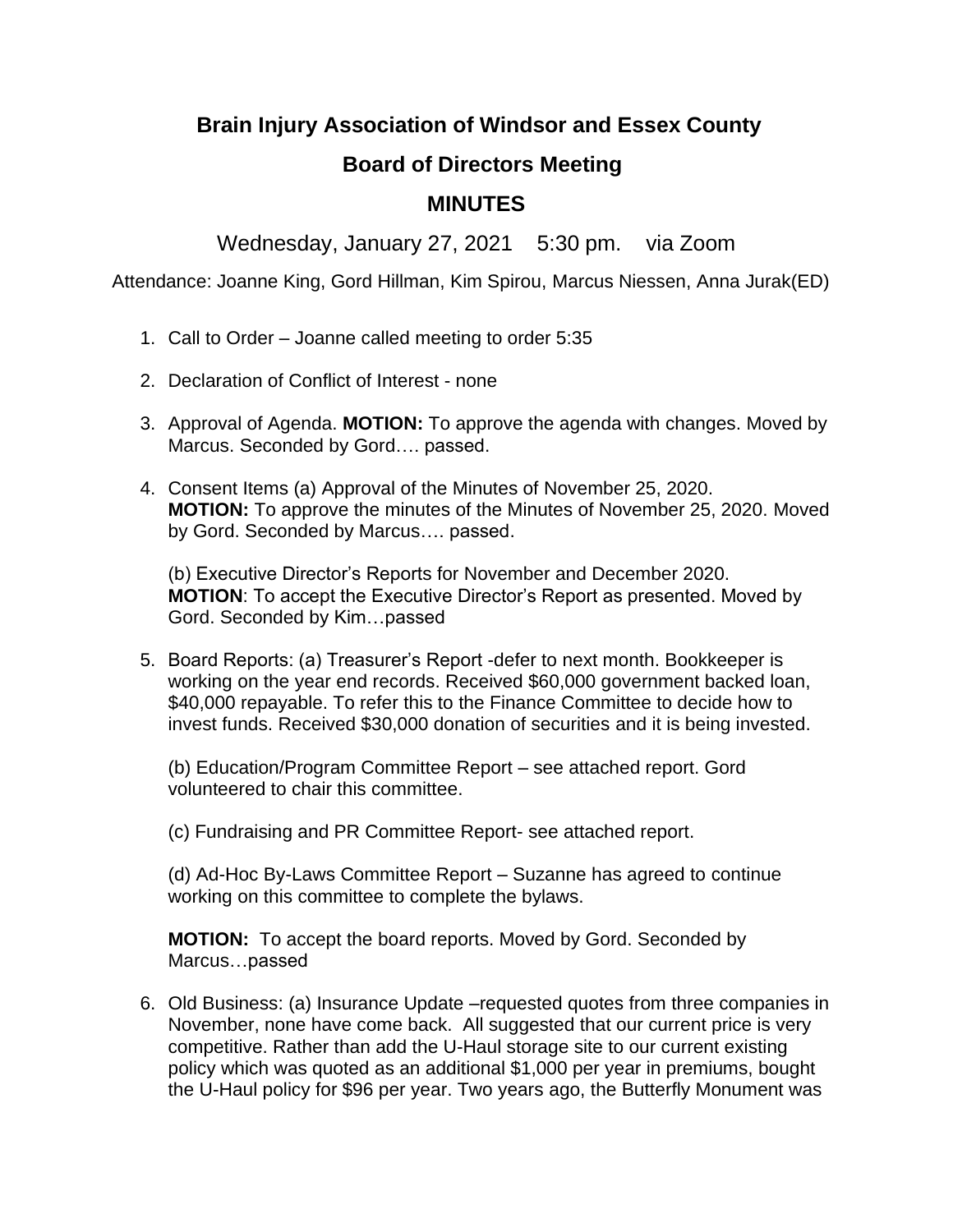# Brain Injury Association of Windsor and Essex County

## Board of Directors Meeting

## MINUTES

Wednesday, January 27, 2021 5:30 pm. via Zoom

Attendance: Joanne King, Gord Hillman, Kim Spirou, Marcus Niessen, Anna Jurak(ED)

1. Call to Order – Joanne called meeting to order 5:35

2. Declaration of Conflict of Interest - none

3. Approval of Agenda. **MOTION:** To approve the agenda with changes. Moved by Marcus. Seconded by Gord…. passed.

4. Consent Items (a) Approval of the Minutes of November 25, 2020.
   **MOTION:** To approve the minutes of the Minutes of November 25, 2020. Moved by Gord. Seconded by Marcus…. passed.

   (b) Executive Director's Reports for November and December 2020.
   **MOTION**: To accept the Executive Director's Report as presented. Moved by Gord. Seconded by Kim…passed

5. Board Reports: (a) Treasurer's Report -defer to next month. Bookkeeper is working on the year end records. Received $60,000 government backed loan, $40,000 repayable. To refer this to the Finance Committee to decide how to invest funds. Received $30,000 donation of securities and it is being invested.

   (b) Education/Program Committee Report – see attached report. Gord volunteered to chair this committee.

   (c) Fundraising and PR Committee Report- see attached report.

   (d) Ad-Hoc By-Laws Committee Report – Suzanne has agreed to continue working on this committee to complete the bylaws.

   **MOTION:** To accept the board reports. Moved by Gord. Seconded by Marcus…passed

6. Old Business: (a) Insurance Update –requested quotes from three companies in November, none have come back. All suggested that our current price is very competitive. Rather than add the U-Haul storage site to our current existing policy which was quoted as an additional $1,000 per year in premiums, bought the U-Haul policy for $96 per year. Two years ago, the Butterfly Monument was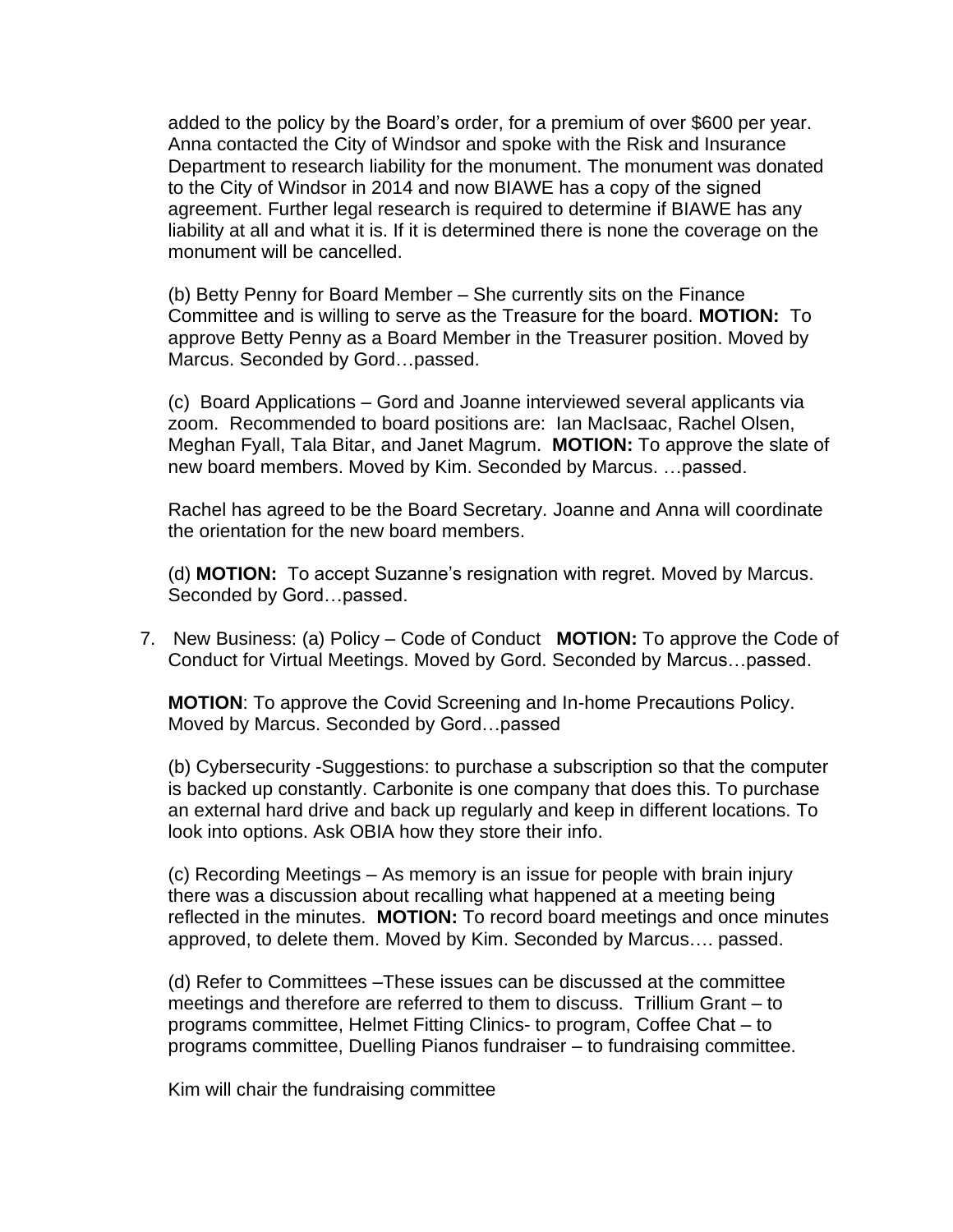added to the policy by the Board's order, for a premium of over $600 per year. Anna contacted the City of Windsor and spoke with the Risk and Insurance Department to research liability for the monument. The monument was donated to the City of Windsor in 2014 and now BIAWE has a copy of the signed agreement. Further legal research is required to determine if BIAWE has any liability at all and what it is. If it is determined there is none the coverage on the monument will be cancelled.

(b) Betty Penny for Board Member – She currently sits on the Finance Committee and is willing to serve as the Treasure for the board. **MOTION:** To approve Betty Penny as a Board Member in the Treasurer position. Moved by Marcus. Seconded by Gord…passed.

(c) Board Applications – Gord and Joanne interviewed several applicants via zoom. Recommended to board positions are: Ian MacIsaac, Rachel Olsen, Meghan Fyall, Tala Bitar, and Janet Magrum. **MOTION:** To approve the slate of new board members. Moved by Kim. Seconded by Marcus. …passed.

Rachel has agreed to be the Board Secretary. Joanne and Anna will coordinate the orientation for the new board members.

(d) **MOTION:** To accept Suzanne's resignation with regret. Moved by Marcus. Seconded by Gord…passed.

7. New Business: (a) Policy – Code of Conduct **MOTION:** To approve the Code of Conduct for Virtual Meetings. Moved by Gord. Seconded by Marcus…passed.

   **MOTION**: To approve the Covid Screening and In-home Precautions Policy. Moved by Marcus. Seconded by Gord…passed

   (b) Cybersecurity -Suggestions: to purchase a subscription so that the computer is backed up constantly. Carbonite is one company that does this. To purchase an external hard drive and back up regularly and keep in different locations. To look into options. Ask OBIA how they store their info.

   (c) Recording Meetings – As memory is an issue for people with brain injury there was a discussion about recalling what happened at a meeting being reflected in the minutes. **MOTION:** To record board meetings and once minutes approved, to delete them. Moved by Kim. Seconded by Marcus…. passed.

   (d) Refer to Committees –These issues can be discussed at the committee meetings and therefore are referred to them to discuss. Trillium Grant – to programs committee, Helmet Fitting Clinics- to program, Coffee Chat – to programs committee, Duelling Pianos fundraiser – to fundraising committee.

   Kim will chair the fundraising committee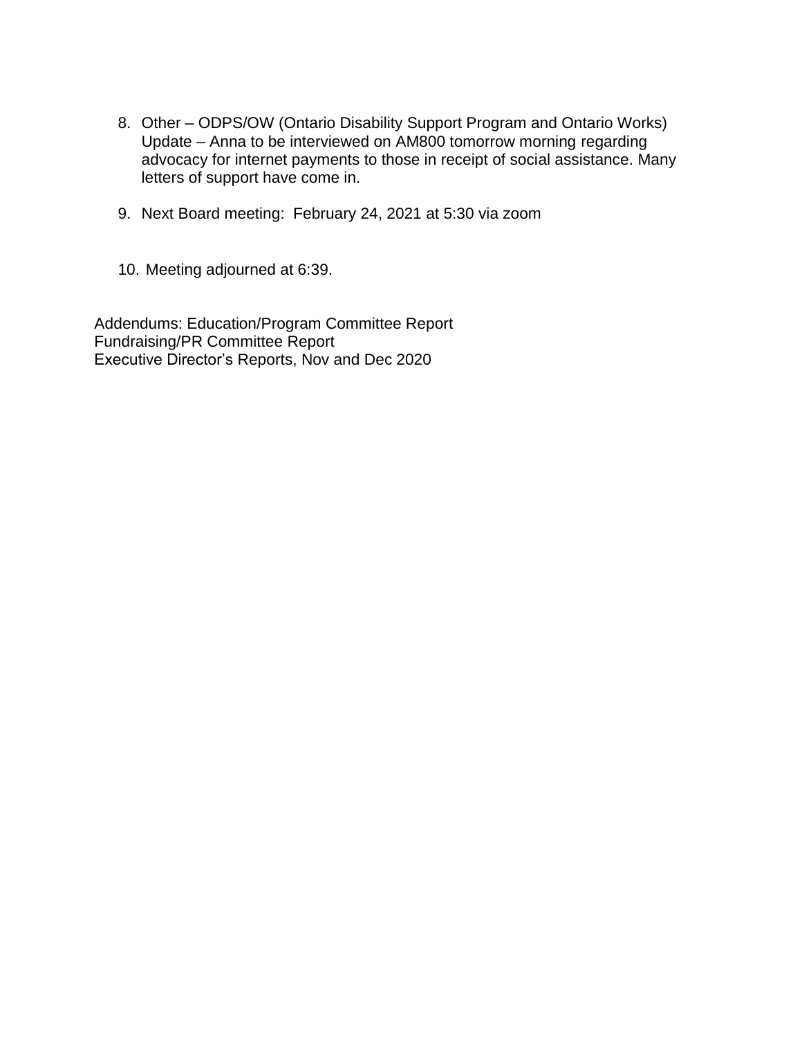8. Other – ODPS/OW (Ontario Disability Support Program and Ontario Works) Update – Anna to be interviewed on AM800 tomorrow morning regarding advocacy for internet payments to those in receipt of social assistance. Many letters of support have come in.

9. Next Board meeting: February 24, 2021 at 5:30 via zoom

10. Meeting adjourned at 6:39.

Addendums: Education/Program Committee Report
Fundraising/PR Committee Report
Executive Director's Reports, Nov and Dec 2020